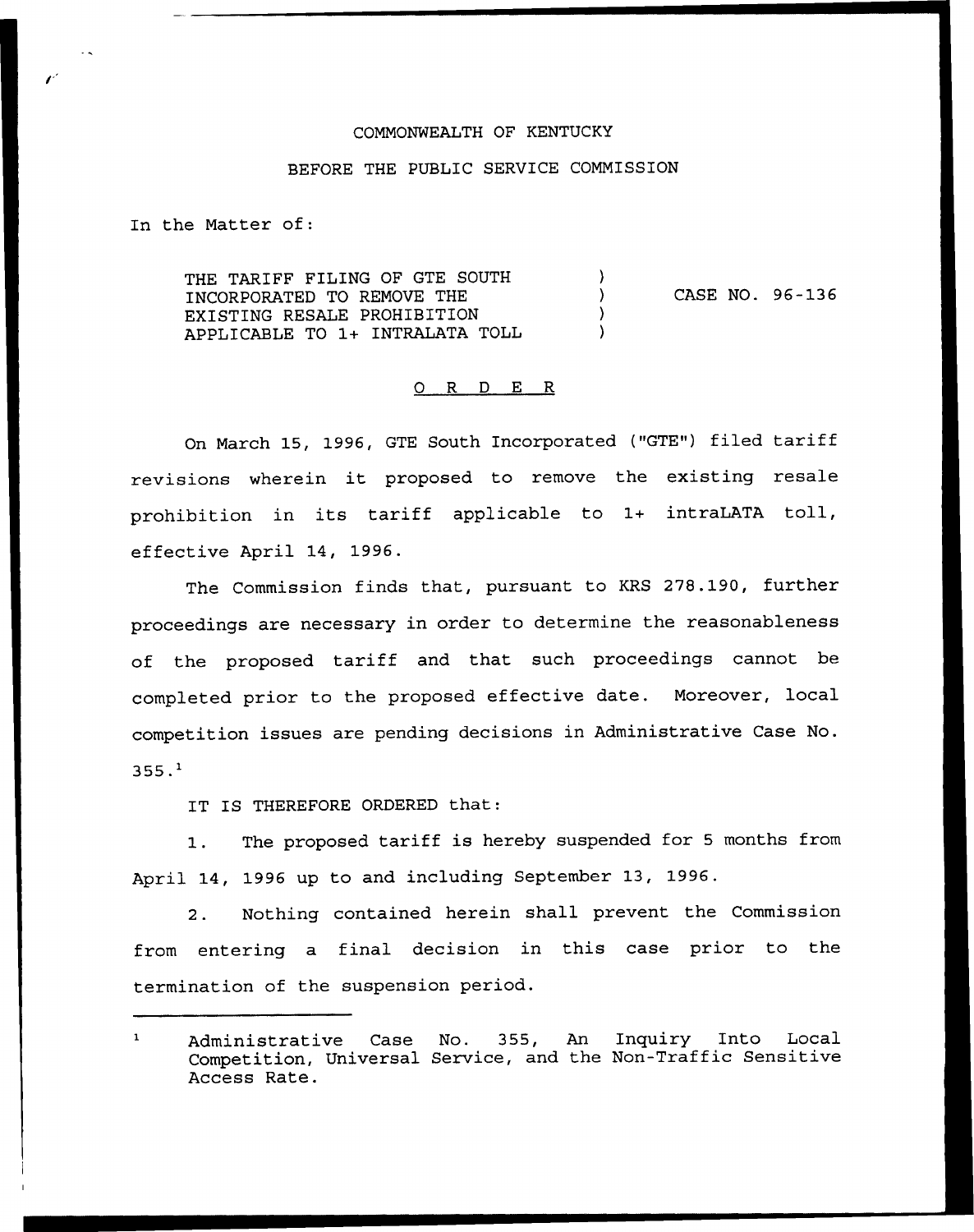COMMONWEALTH OF KENTUCKY

BEFORE THE PUBLIC SERVICE COMMISSION

In the Matter of:

| | | |
|---|---|---|
| THE TARIFF FILING OF GTE SOUTH INCORPORATED TO REMOVE THE EXISTING RESALE PROHIBITION APPLICABLE TO 1+ INTRALATA TOLL | ) ) ) ) | CASE NO. 96-136 |

## O R D E R

On March 15, 1996, GTE South Incorporated ("GTE") filed tariff revisions wherein it proposed to remove the existing resale prohibition in its tariff applicable to 1+ intraLATA toll, effective April 14, 1996.

The Commission finds that, pursuant to KRS 278.190, further proceedings are necessary in order to determine the reasonableness of the proposed tariff and that such proceedings cannot be completed prior to the proposed effective date. Moreover, local competition issues are pending decisions in Administrative Case No. 355.[1]

IT IS THEREFORE ORDERED that:

1. The proposed tariff is hereby suspended for 5 months from April 14, 1996 up to and including September 13, 1996.

2. Nothing contained herein shall prevent the Commission from entering a final decision in this case prior to the termination of the suspension period.

---

[1] Administrative Case No. 355, An Inquiry Into Local Competition, Universal Service, and the Non-Traffic Sensitive Access Rate.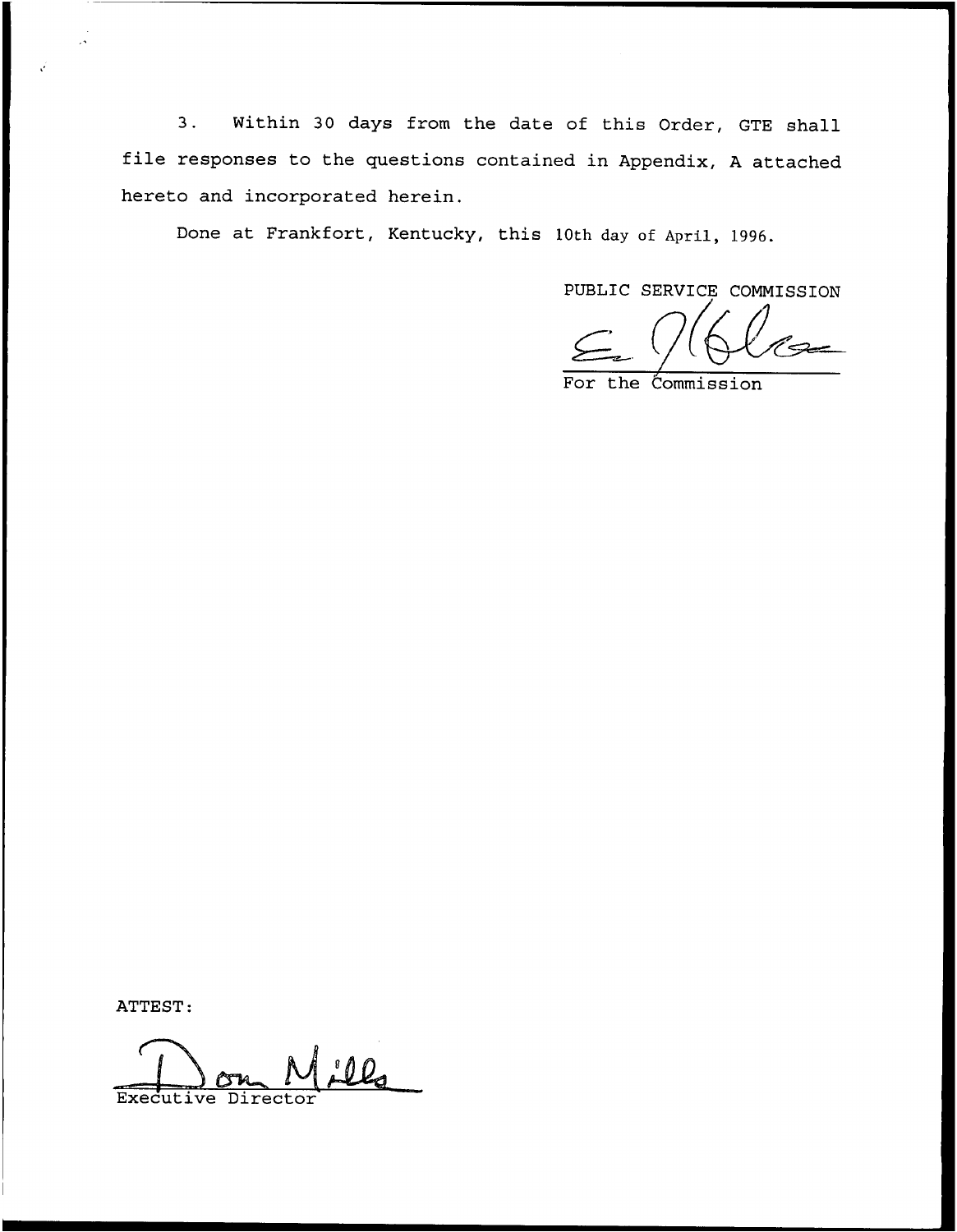3. Within 30 days from the date of this Order, GTE shall file responses to the questions contained in Appendix, A attached hereto and incorporated herein.

Done at Frankfort, Kentucky, this 10th day of April, 1996.

PUBLIC SERVICE COMMISSION

For the Commission

ATTEST:

Executive Director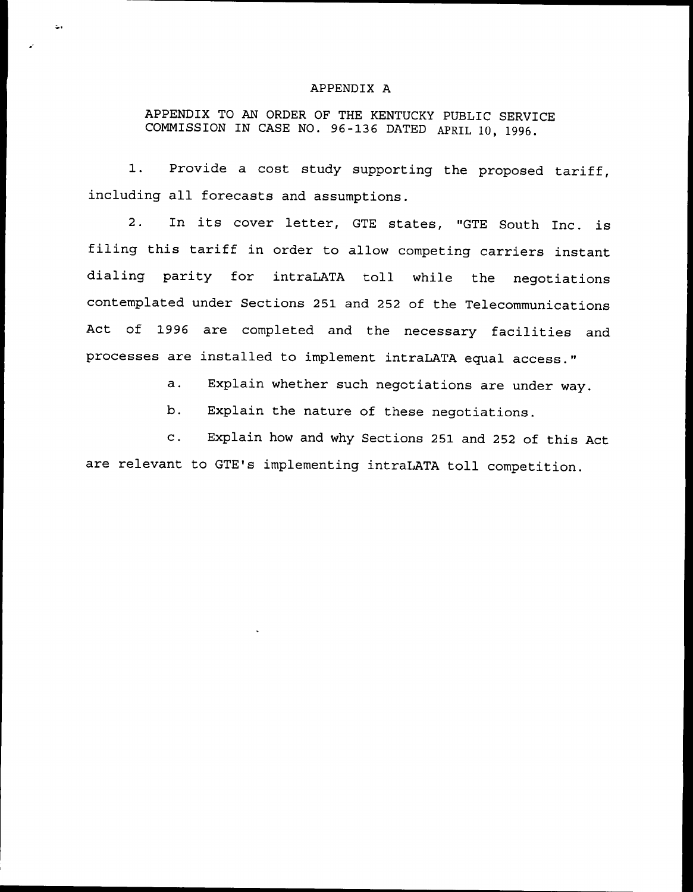# APPENDIX A

APPENDIX TO AN ORDER OF THE KENTUCKY PUBLIC SERVICE COMMISSION IN CASE NO. 96-136 DATED APRIL 10, 1996.

1. Provide a cost study supporting the proposed tariff, including all forecasts and assumptions.

2. In its cover letter, GTE states, "GTE South Inc. is filing this tariff in order to allow competing carriers instant dialing parity for intraLATA toll while the negotiations contemplated under Sections 251 and 252 of the Telecommunications Act of 1996 are completed and the necessary facilities and processes are installed to implement intraLATA equal access."

   a. Explain whether such negotiations are under way.

   b. Explain the nature of these negotiations.

   c. Explain how and why Sections 251 and 252 of this Act are relevant to GTE's implementing intraLATA toll competition.